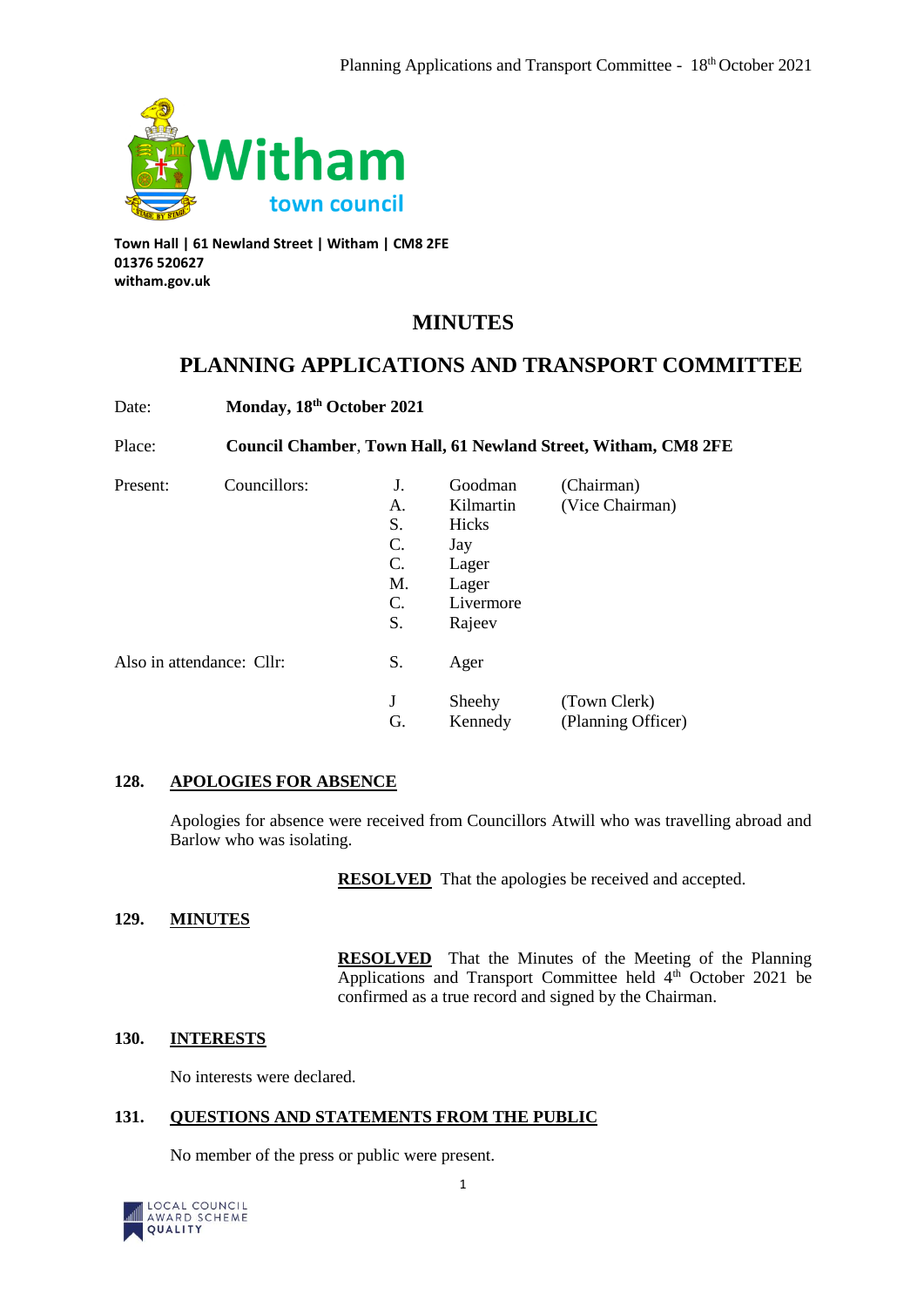**Witham town council**

**Town Hall | 61 Newland Street | Witham | CM8 2FE**
**01376 520627**
**witham.gov.uk**

# MINUTES

# PLANNING APPLICATIONS AND TRANSPORT COMMITTEE

Date: **Monday, 18th October 2021**

Place: **Council Chamber, Town Hall, 61 Newland Street, Witham, CM8 2FE**

| Present: | Councillors: | J. | Goodman | (Chairman) |
|---|---|---|---|---|
| | | A. | Kilmartin | (Vice Chairman) |
| | | S. | Hicks | |
| | | C. | Jay | |
| | | C. | Lager | |
| | | M. | Lager | |
| | | C. | Livermore | |
| | | S. | Rajeev | |
| Also in attendance: Cllr: | | S. | Ager | |
| | | J | Sheehy | (Town Clerk) |
| | | G. | Kennedy | (Planning Officer) |

## 128. APOLOGIES FOR ABSENCE

Apologies for absence were received from Councillors Atwill who was travelling abroad and Barlow who was isolating.

**RESOLVED** That the apologies be received and accepted.

## 129. MINUTES

**RESOLVED** That the Minutes of the Meeting of the Planning Applications and Transport Committee held 4th October 2021 be confirmed as a true record and signed by the Chairman.

## 130. INTERESTS

No interests were declared.

## 131. QUESTIONS AND STATEMENTS FROM THE PUBLIC

No member of the press or public were present.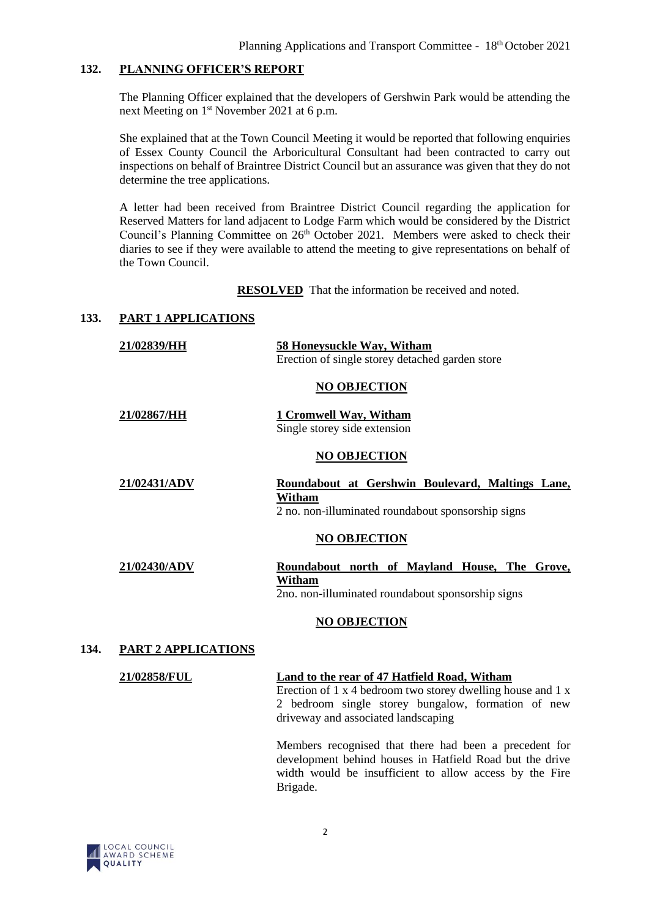## 132. PLANNING OFFICER'S REPORT

The Planning Officer explained that the developers of Gershwin Park would be attending the next Meeting on 1st November 2021 at 6 p.m.

She explained that at the Town Council Meeting it would be reported that following enquiries of Essex County Council the Arboricultural Consultant had been contracted to carry out inspections on behalf of Braintree District Council but an assurance was given that they do not determine the tree applications.

A letter had been received from Braintree District Council regarding the application for Reserved Matters for land adjacent to Lodge Farm which would be considered by the District Council's Planning Committee on 26th October 2021. Members were asked to check their diaries to see if they were available to attend the meeting to give representations on behalf of the Town Council.

**RESOLVED** That the information be received and noted.

## 133. PART 1 APPLICATIONS

**21/02839/HH** — **58 Honeysuckle Way, Witham**
Erection of single storey detached garden store

**NO OBJECTION**

**21/02867/HH** — **1 Cromwell Way, Witham**
Single storey side extension

**NO OBJECTION**

**21/02431/ADV** — **Roundabout at Gershwin Boulevard, Maltings Lane, Witham**
2 no. non-illuminated roundabout sponsorship signs

**NO OBJECTION**

**21/02430/ADV** — **Roundabout north of Mayland House, The Grove, Witham**
2no. non-illuminated roundabout sponsorship signs

**NO OBJECTION**

## 134. PART 2 APPLICATIONS

**21/02858/FUL** — **Land to the rear of 47 Hatfield Road, Witham**
Erection of 1 x 4 bedroom two storey dwelling house and 1 x 2 bedroom single storey bungalow, formation of new driveway and associated landscaping

Members recognised that there had been a precedent for development behind houses in Hatfield Road but the drive width would be insufficient to allow access by the Fire Brigade.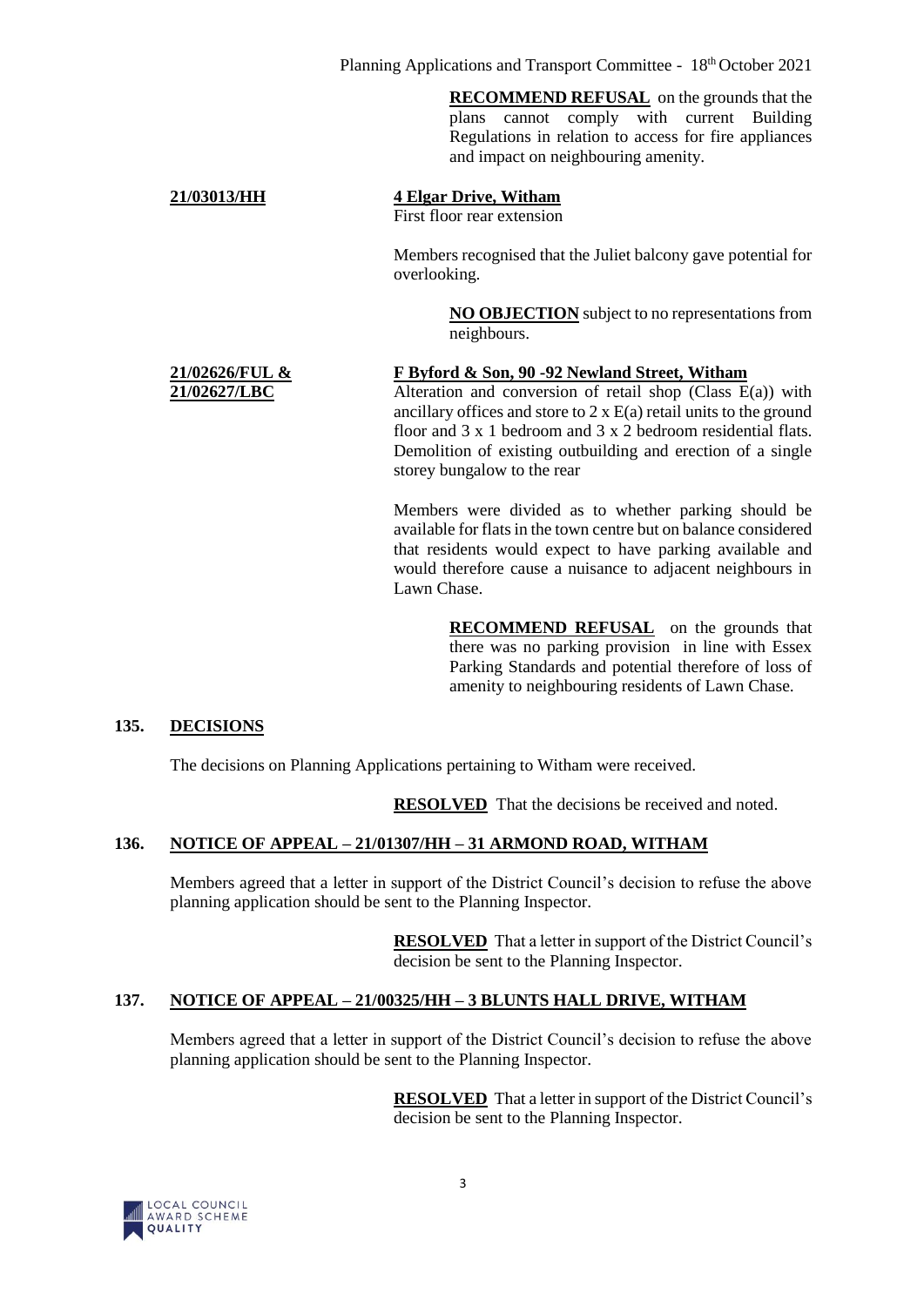**RECOMMEND REFUSAL** on the grounds that the plans cannot comply with current Building Regulations in relation to access for fire appliances and impact on neighbouring amenity.

**21/03013/HH** — **4 Elgar Drive, Witham**

First floor rear extension

Members recognised that the Juliet balcony gave potential for overlooking.

**NO OBJECTION** subject to no representations from neighbours.

**21/02626/FUL & 21/02627/LBC** — **F Byford & Son, 90 -92 Newland Street, Witham**

Alteration and conversion of retail shop (Class E(a)) with ancillary offices and store to 2 x E(a) retail units to the ground floor and 3 x 1 bedroom and 3 x 2 bedroom residential flats. Demolition of existing outbuilding and erection of a single storey bungalow to the rear

Members were divided as to whether parking should be available for flats in the town centre but on balance considered that residents would expect to have parking available and would therefore cause a nuisance to adjacent neighbours in Lawn Chase.

**RECOMMEND REFUSAL** on the grounds that there was no parking provision in line with Essex Parking Standards and potential therefore of loss of amenity to neighbouring residents of Lawn Chase.

## 135. DECISIONS

The decisions on Planning Applications pertaining to Witham were received.

**RESOLVED** That the decisions be received and noted.

## 136. NOTICE OF APPEAL – 21/01307/HH – 31 ARMOND ROAD, WITHAM

Members agreed that a letter in support of the District Council's decision to refuse the above planning application should be sent to the Planning Inspector.

**RESOLVED** That a letter in support of the District Council's decision be sent to the Planning Inspector.

## 137. NOTICE OF APPEAL – 21/00325/HH – 3 BLUNTS HALL DRIVE, WITHAM

Members agreed that a letter in support of the District Council's decision to refuse the above planning application should be sent to the Planning Inspector.

**RESOLVED** That a letter in support of the District Council's decision be sent to the Planning Inspector.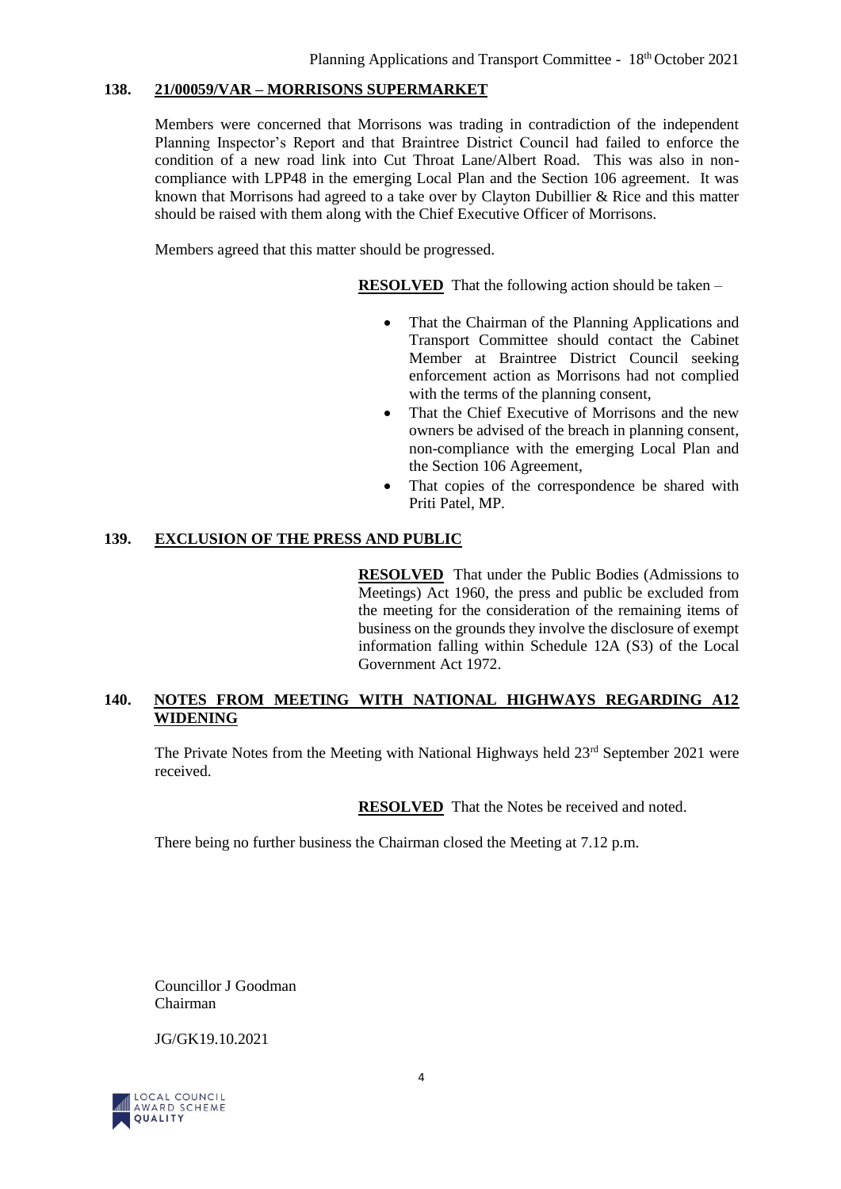## 138. 21/00059/VAR – MORRISONS SUPERMARKET

Members were concerned that Morrisons was trading in contradiction of the independent Planning Inspector's Report and that Braintree District Council had failed to enforce the condition of a new road link into Cut Throat Lane/Albert Road. This was also in non-compliance with LPP48 in the emerging Local Plan and the Section 106 agreement. It was known that Morrisons had agreed to a take over by Clayton Dubillier & Rice and this matter should be raised with them along with the Chief Executive Officer of Morrisons.

Members agreed that this matter should be progressed.

**RESOLVED** That the following action should be taken –

- That the Chairman of the Planning Applications and Transport Committee should contact the Cabinet Member at Braintree District Council seeking enforcement action as Morrisons had not complied with the terms of the planning consent,
- That the Chief Executive of Morrisons and the new owners be advised of the breach in planning consent, non-compliance with the emerging Local Plan and the Section 106 Agreement,
- That copies of the correspondence be shared with Priti Patel, MP.

## 139. EXCLUSION OF THE PRESS AND PUBLIC

**RESOLVED** That under the Public Bodies (Admissions to Meetings) Act 1960, the press and public be excluded from the meeting for the consideration of the remaining items of business on the grounds they involve the disclosure of exempt information falling within Schedule 12A (S3) of the Local Government Act 1972.

## 140. NOTES FROM MEETING WITH NATIONAL HIGHWAYS REGARDING A12 WIDENING

The Private Notes from the Meeting with National Highways held 23rd September 2021 were received.

**RESOLVED** That the Notes be received and noted.

There being no further business the Chairman closed the Meeting at 7.12 p.m.

Councillor J Goodman
Chairman

JG/GK19.10.2021